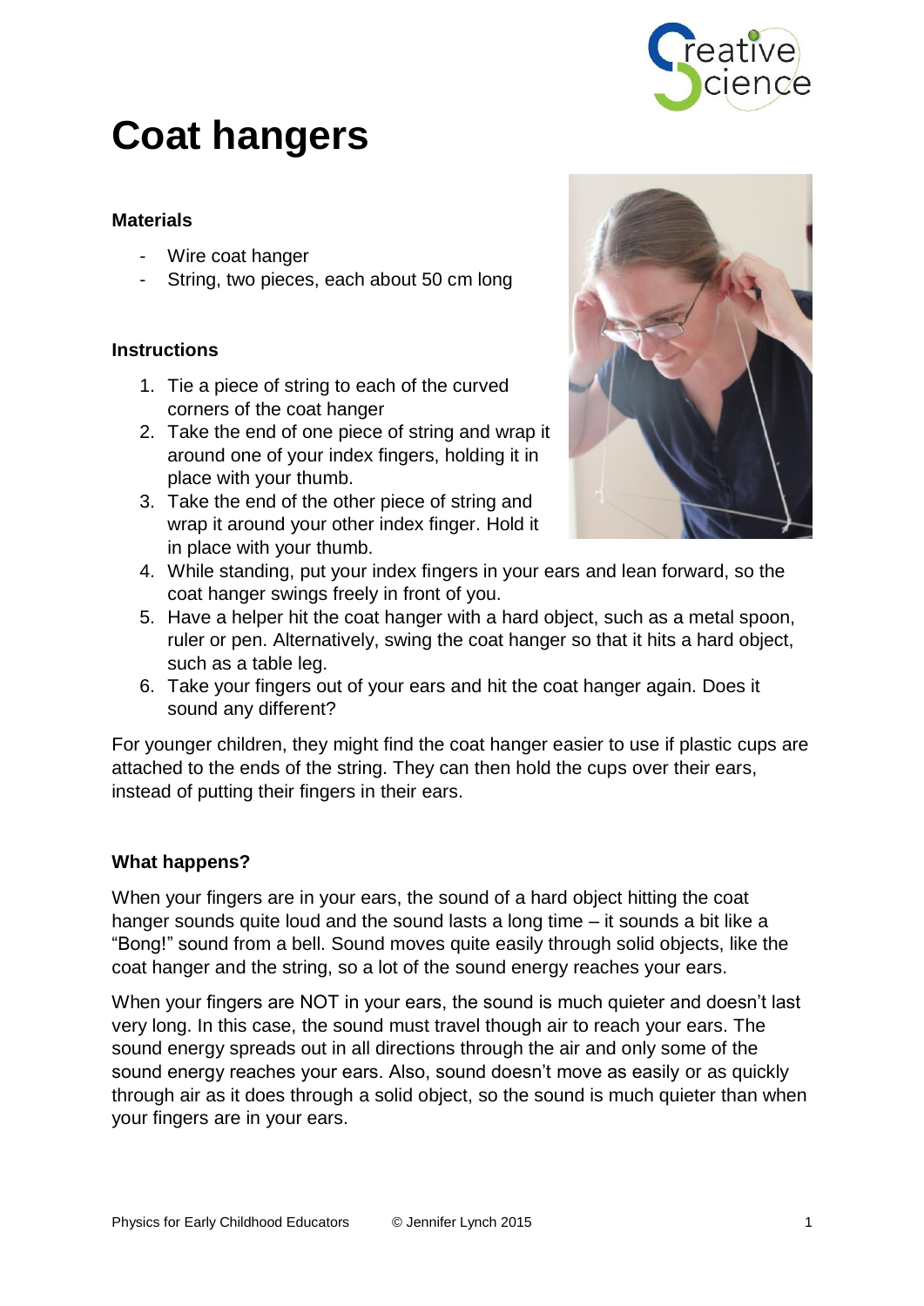# Coat hangers

**Materials**

- Wire coat hanger
- String, two pieces, each about 50 cm long

**Instructions**

1. Tie a piece of string to each of the curved corners of the coat hanger
2. Take the end of one piece of string and wrap it around one of your index fingers, holding it in place with your thumb.
3. Take the end of the other piece of string and wrap it around your other index finger. Hold it in place with your thumb.
4. While standing, put your index fingers in your ears and lean forward, so the coat hanger swings freely in front of you.
5. Have a helper hit the coat hanger with a hard object, such as a metal spoon, ruler or pen. Alternatively, swing the coat hanger so that it hits a hard object, such as a table leg.
6. Take your fingers out of your ears and hit the coat hanger again. Does it sound any different?

For younger children, they might find the coat hanger easier to use if plastic cups are attached to the ends of the string. They can then hold the cups over their ears, instead of putting their fingers in their ears.

**What happens?**

When your fingers are in your ears, the sound of a hard object hitting the coat hanger sounds quite loud and the sound lasts a long time – it sounds a bit like a "Bong!" sound from a bell. Sound moves quite easily through solid objects, like the coat hanger and the string, so a lot of the sound energy reaches your ears.

When your fingers are NOT in your ears, the sound is much quieter and doesn't last very long. In this case, the sound must travel though air to reach your ears. The sound energy spreads out in all directions through the air and only some of the sound energy reaches your ears. Also, sound doesn't move as easily or as quickly through air as it does through a solid object, so the sound is much quieter than when your fingers are in your ears.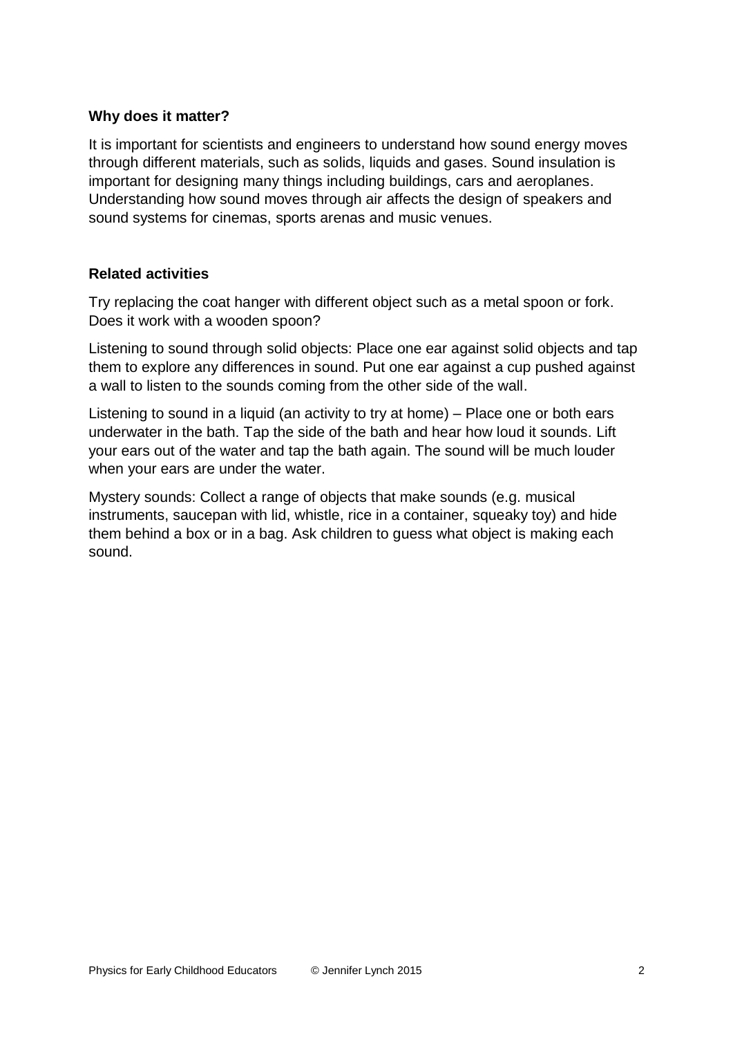**Why does it matter?**

It is important for scientists and engineers to understand how sound energy moves through different materials, such as solids, liquids and gases. Sound insulation is important for designing many things including buildings, cars and aeroplanes. Understanding how sound moves through air affects the design of speakers and sound systems for cinemas, sports arenas and music venues.

**Related activities**

Try replacing the coat hanger with different object such as a metal spoon or fork. Does it work with a wooden spoon?

Listening to sound through solid objects: Place one ear against solid objects and tap them to explore any differences in sound. Put one ear against a cup pushed against a wall to listen to the sounds coming from the other side of the wall.

Listening to sound in a liquid (an activity to try at home) – Place one or both ears underwater in the bath. Tap the side of the bath and hear how loud it sounds. Lift your ears out of the water and tap the bath again. The sound will be much louder when your ears are under the water.

Mystery sounds: Collect a range of objects that make sounds (e.g. musical instruments, saucepan with lid, whistle, rice in a container, squeaky toy) and hide them behind a box or in a bag. Ask children to guess what object is making each sound.